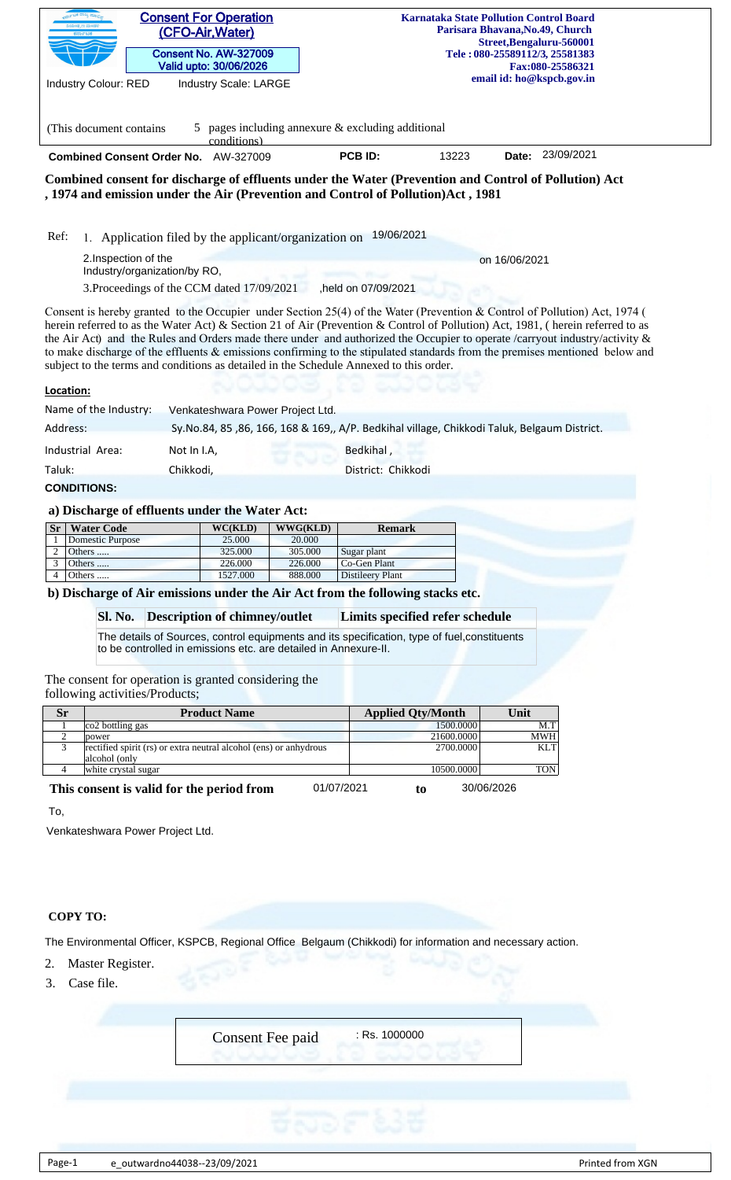**Consent For Operation (CFO-Air,Water)**

**Consent No. AW-327009**
**Valid upto: 30/06/2026**

Industry Colour: RED    Industry Scale: LARGE

**Karnataka State Pollution Control Board**
**Parisara Bhavana,No.49, Church Street,Bengaluru-560001**
**Tele : 080-25589112/3, 25581383**
**Fax:080-25586321**
**email id: ho@kspcb.gov.in**

(This document contains 5 pages including annexure & excluding additional conditions)

**Combined Consent Order No.** AW-327009    **PCB ID:** 13223    **Date:** 23/09/2021

**Combined consent for discharge of effluents under the Water (Prevention and Control of Pollution) Act , 1974 and emission under the Air (Prevention and Control of Pollution)Act , 1981**

Ref:
1. Application filed by the applicant/organization on 19/06/2021
2. Inspection of the Industry/organization/by RO, on 16/06/2021
3. Proceedings of the CCM dated 17/09/2021 ,held on 07/09/2021

Consent is hereby granted to the Occupier under Section 25(4) of the Water (Prevention of Pollution) Act, 1974 ( herein referred to as the Water Act) & Section 21 of Air (Prevention & Control of Pollution) Act, 1981, ( herein referred to as the Air Act) and the Rules and Orders made there under and authorized the Occupier to operate /carryout industry/activity & to make discharge of the effluents & emissions confirming to the stipulated standards from the premises mentioned below and subject to the terms and conditions as detailed in the Schedule Annexed to this order.

**Location:**

Name of the Industry: Venkateshwara Power Project Ltd.

Address: Sy.No.84, 85 ,86, 166, 168 & 169,, A/P. Bedkihal village, Chikkodi Taluk, Belgaum District.

Industrial Area: Not In I.A,    Bedkihal ,

Taluk: Chikkodi,    District: Chikkodi

**CONDITIONS:**

**a) Discharge of effluents under the Water Act:**

| Sr | Water Code | WC(KLD) | WWG(KLD) | Remark |
|---|---|---|---|---|
| 1 | Domestic Purpose | 25.000 | 20.000 | |
| 2 | Others ..... | 325.000 | 305.000 | Sugar plant |
| 3 | Others ..... | 226.000 | 226.000 | Co-Gen Plant |
| 4 | Others ..... | 1527.000 | 888.000 | Distileery Plant |

**b) Discharge of Air emissions under the Air Act from the following stacks etc.**

| Sl. No. | Description of chimney/outlet | Limits specified refer schedule |
|---|---|---|
| The details of Sources, control equipments and its specification, type of fuel,constituents to be controlled in emissions etc. are detailed in Annexure-II. | | |

The consent for operation is granted considering the following activities/Products;

| Sr | Product Name | Applied Qty/Month | Unit |
|---|---|---|---|
| 1 | co2 bottling gas | 1500.0000 | M.T |
| 2 | power | 21600.0000 | MWH |
| 3 | rectified spirit (rs) or extra neutral alcohol (ens) or anhydrous alcohol (only | 2700.0000 | KLT |
| 4 | white crystal sugar | 10500.0000 | TON |

**This consent is valid for the period from** 01/07/2021 **to** 30/06/2026

To,

Venkateshwara Power Project Ltd.

**COPY TO:**

The Environmental Officer, KSPCB, Regional Office Belgaum (Chikkodi) for information and necessary action.

2. Master Register.
3. Case file.

Consent Fee paid : Rs. 1000000

e_outwardno44038--23/09/2021    Printed from XGN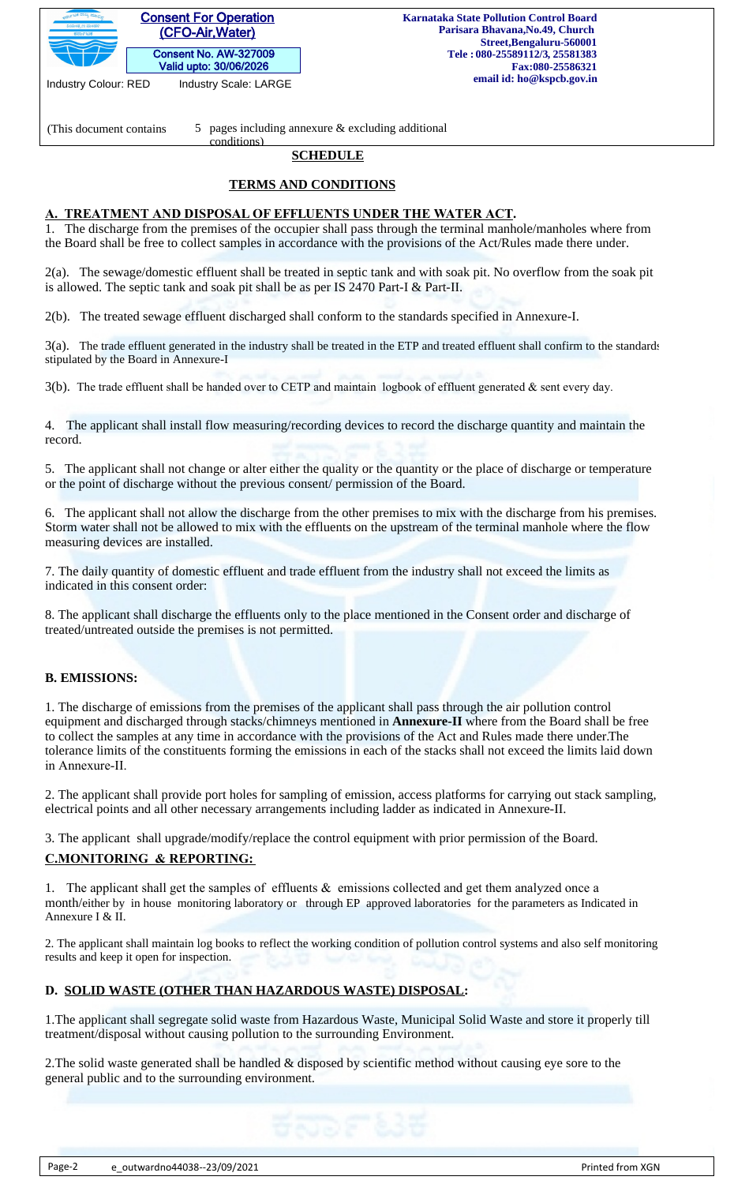## SCHEDULE

## TERMS AND CONDITIONS

### A. TREATMENT AND DISPOSAL OF EFFLUENTS UNDER THE WATER ACT.

1. The discharge from the premises of the occupier shall pass through the terminal manhole/manholes where from the Board shall be free to collect samples in accordance with the provisions of the Act/Rules made there under.

2(a). The sewage/domestic effluent shall be treated in septic tank and with soak pit. No overflow from the soak pit is allowed. The septic tank and soak pit shall be as per IS 2470 Part-I & Part-II.

2(b). The treated sewage effluent discharged shall conform to the standards specified in Annexure-I.

3(a). The trade effluent generated in the industry shall be treated in the ETP and treated effluent shall confirm to the standards stipulated by the Board in Annexure-I

3(b). The trade effluent shall be handed over to CETP and maintain logbook of effluent generated & sent every day.

4. The applicant shall install flow measuring/recording devices to record the discharge quantity and maintain the record.

5. The applicant shall not change or alter either the quality or the quantity or the place of discharge or temperature or the point of discharge without the previous consent/ permission of the Board.

6. The applicant shall not allow the discharge from the other premises to mix with the discharge from his premises. Storm water shall not be allowed to mix with the effluents on the upstream of the terminal manhole where the flow measuring devices are installed.

7. The daily quantity of domestic effluent and trade effluent from the industry shall not exceed the limits as indicated in this consent order:

8. The applicant shall discharge the effluents only to the place mentioned in the Consent order and discharge of treated/untreated outside the premises is not permitted.

### B. EMISSIONS:

1. The discharge of emissions from the premises of the applicant shall pass through the air pollution control equipment and discharged through stacks/chimneys mentioned in **Annexure-II** where from the Board shall be free to collect the samples at any time in accordance with the provisions of the Act and Rules made there under.The tolerance limits of the constituents forming the emissions in each of the stacks shall not exceed the limits laid down in Annexure-II.

2. The applicant shall provide port holes for sampling of emission, access platforms for carrying out stack sampling, electrical points and all other necessary arrangements including ladder as indicated in Annexure-II.

3. The applicant shall upgrade/modify/replace the control equipment with prior permission of the Board.

### C.MONITORING & REPORTING:

1. The applicant shall get the samples of effluents & emissions collected and get them analyzed once a month/either by in house monitoring laboratory or through EP approved laboratories for the parameters as Indicated in Annexure I & II.

2. The applicant shall maintain log books to reflect the working condition of pollution control systems and also self monitoring results and keep it open for inspection.

### D. SOLID WASTE (OTHER THAN HAZARDOUS WASTE) DISPOSAL:

1.The applicant shall segregate solid waste from Hazardous Waste, Municipal Solid Waste and store it properly till treatment/disposal without causing pollution to the surrounding Environment.

2.The solid waste generated shall be handled & disposed by scientific method without causing eye sore to the general public and to the surrounding environment.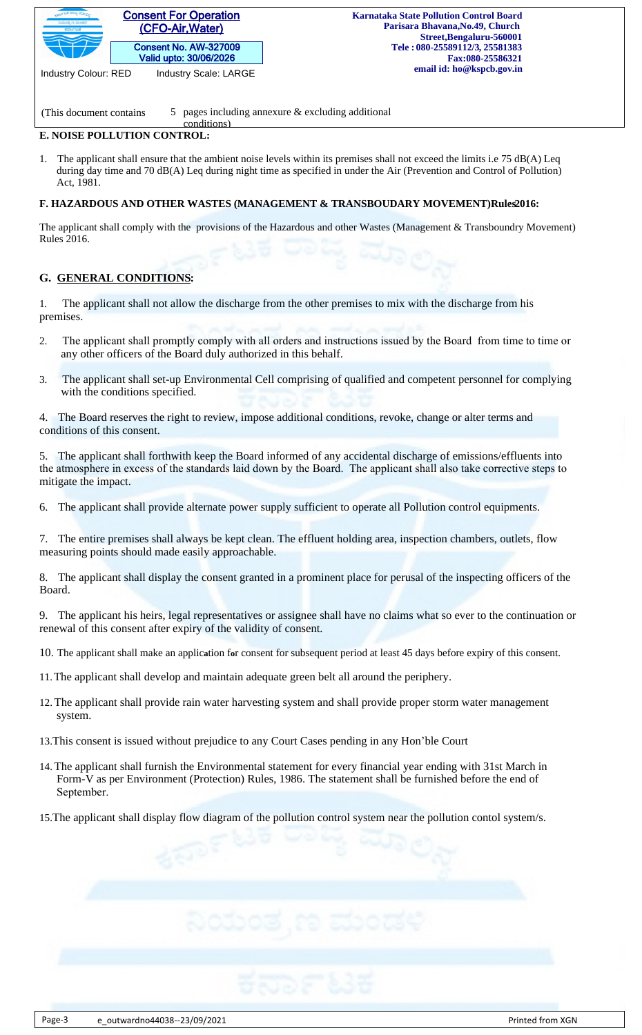## E. NOISE POLLUTION CONTROL:

1. The applicant shall ensure that the ambient noise levels within its premises shall not exceed the limits i.e 75 dB(A) Leq during day time and 70 dB(A) Leq during night time as specified in under the Air (Prevention and Control of Pollution) Act, 1981.

## F. HAZARDOUS AND OTHER WASTES (MANAGEMENT & TRANSBOUDARY MOVEMENT)Rules2016:

The applicant shall comply with the provisions of the Hazardous and other Wastes (Management & Transboundry Movement) Rules 2016.

## G. GENERAL CONDITIONS:

1. The applicant shall not allow the discharge from the other premises to mix with the discharge from his premises.

2. The applicant shall promptly comply with all orders and instructions issued by the Board from time to time or any other officers of the Board duly authorized in this behalf.

3. The applicant shall set-up Environmental Cell comprising of qualified and competent personnel for complying with the conditions specified.

4. The Board reserves the right to review, impose additional conditions, revoke, change or alter terms and conditions of this consent.

5. The applicant shall forthwith keep the Board informed of any accidental discharge of emissions/effluents into the atmosphere in excess of the standards laid down by the Board. The applicant shall also take corrective steps to mitigate the impact.

6. The applicant shall provide alternate power supply sufficient to operate all Pollution control equipments.

7. The entire premises shall always be kept clean. The effluent holding area, inspection chambers, outlets, flow measuring points should made easily approachable.

8. The applicant shall display the consent granted in a prominent place for perusal of the inspecting officers of the Board.

9. The applicant his heirs, legal representatives or assignee shall have no claims what so ever to the continuation or renewal of this consent after expiry of the validity of consent.

10. The applicant shall make an application for consent for subsequent period at least 45 days before expiry of this consent.

11. The applicant shall develop and maintain adequate green belt all around the periphery.

12. The applicant shall provide rain water harvesting system and shall provide proper storm water management system.

13. This consent is issued without prejudice to any Court Cases pending in any Hon'ble Court

14. The applicant shall furnish the Environmental statement for every financial year ending with 31st March in Form-V as per Environment (Protection) Rules, 1986. The statement shall be furnished before the end of September.

15. The applicant shall display flow diagram of the pollution control system near the pollution contol system/s.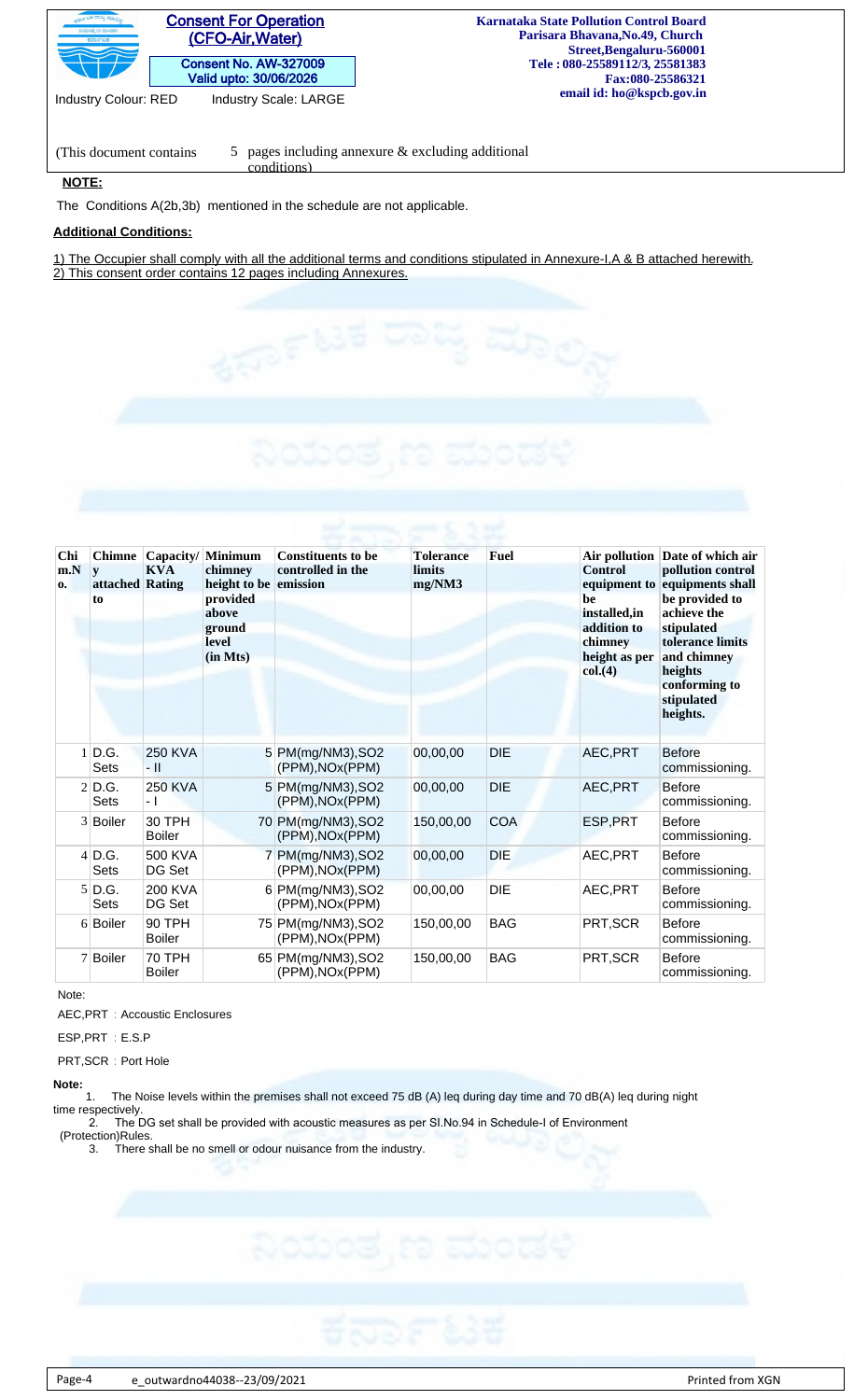Consent For Operation (CFO-Air,Water)

Consent No. AW-327009
Valid upto: 30/06/2026

Karnataka State Pollution Control Board
Parisara Bhavana,No.49, Church Street,Bengaluru-560001
Tele : 080-25589112/3, 25581383
Fax:080-25586321
email id: ho@kspcb.gov.in

Industry Colour: RED    Industry Scale: LARGE

(This document contains 5 pages including annexure & excluding additional conditions)

**NOTE:**

The Conditions A(2b,3b) mentioned in the schedule are not applicable.

**Additional Conditions:**

1) The Occupier shall comply with all the additional terms and conditions stipulated in Annexure-I,A & B attached herewith.
2) This consent order contains 12 pages including Annexures.

| Chim.No. | Chimney attached to | Capacity/ KVA Rating | Minimum chimney height to be provided above ground level (in Mts) | Constituents to be controlled in the emission | Tolerance limits mg/NM3 | Fuel | Air pollution Control equipment to be installed,in addition to chimney height as per col.(4) | Date of which air pollution control equipments shall be provided to achieve the stipulated tolerance limits and chimney heights conforming to stipulated heights. |
|---|---|---|---|---|---|---|---|---|
| 1 | D.G. Sets | 250 KVA - II | 5 | PM(mg/NM3),SO2 (PPM),NOx(PPM) | 00,00,00 | DIE | AEC,PRT | Before commissioning. |
| 2 | D.G. Sets | 250 KVA - I | 5 | PM(mg/NM3),SO2 (PPM),NOx(PPM) | 00,00,00 | DIE | AEC,PRT | Before commissioning. |
| 3 | Boiler | 30 TPH Boiler | 70 | PM(mg/NM3),SO2 (PPM),NOx(PPM) | 150,00,00 | COA | ESP,PRT | Before commissioning. |
| 4 | D.G. Sets | 500 KVA DG Set | 7 | PM(mg/NM3),SO2 (PPM),NOx(PPM) | 00,00,00 | DIE | AEC,PRT | Before commissioning. |
| 5 | D.G. Sets | 200 KVA DG Set | 6 | PM(mg/NM3),SO2 (PPM),NOx(PPM) | 00,00,00 | DIE | AEC,PRT | Before commissioning. |
| 6 | Boiler | 90 TPH Boiler | 75 | PM(mg/NM3),SO2 (PPM),NOx(PPM) | 150,00,00 | BAG | PRT,SCR | Before commissioning. |
| 7 | Boiler | 70 TPH Boiler | 65 | PM(mg/NM3),SO2 (PPM),NOx(PPM) | 150,00,00 | BAG | PRT,SCR | Before commissioning. |

Note:

AEC,PRT : Accoustic Enclosures

ESP,PRT : E.S.P

PRT,SCR : Port Hole

**Note:**

1. The Noise levels within the premises shall not exceed 75 dB (A) leq during day time and 70 dB(A) leq during night time respectively.
2. The DG set shall be provided with acoustic measures as per Sl.No.94 in Schedule-I of Environment (Protection)Rules.
3. There shall be no smell or odour nuisance from the industry.

e_outwardno44038--23/09/2021    Printed from XGN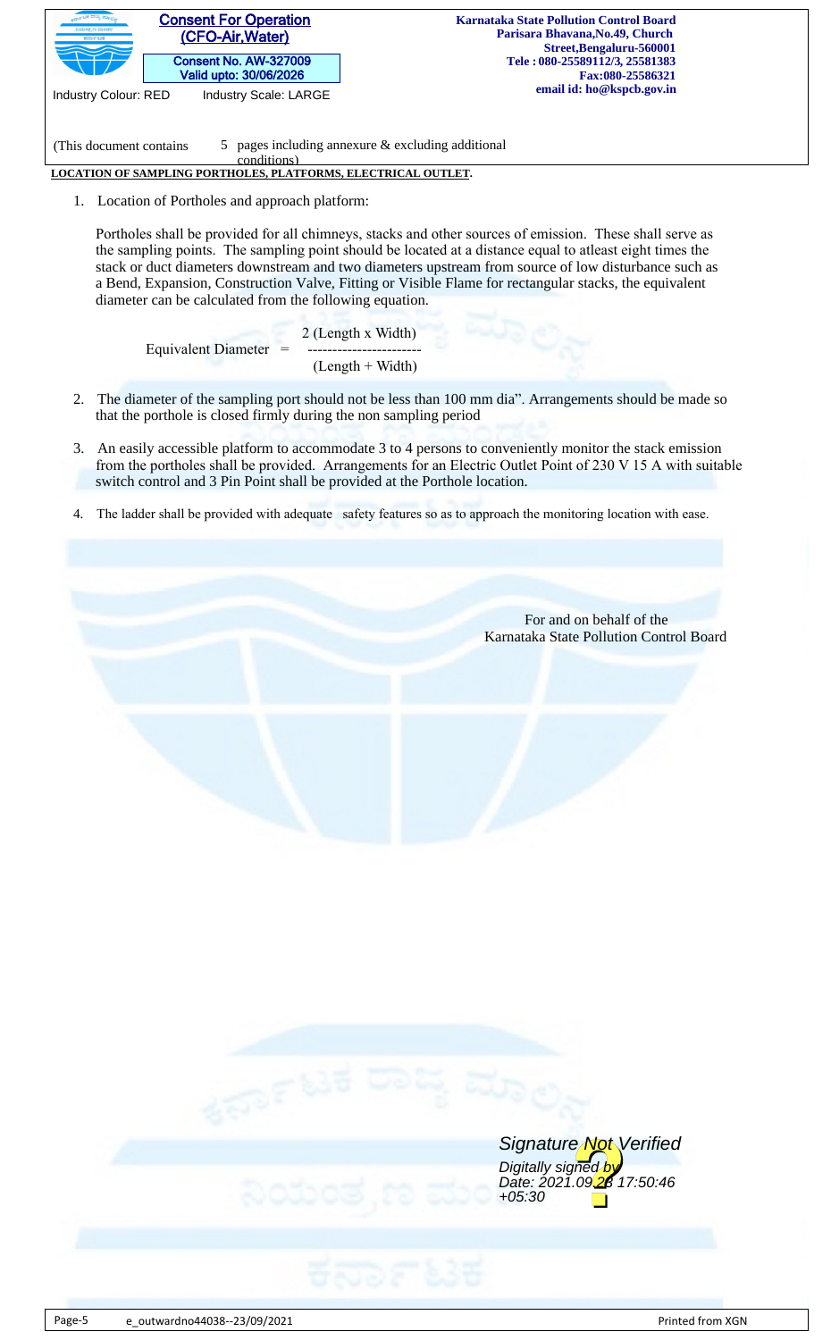**LOCATION OF SAMPLING PORTHOLES, PLATFORMS, ELECTRICAL OUTLET.**

1. Location of Portholes and approach platform:

   Portholes shall be provided for all chimneys, stacks and other sources of emission. These shall serve as the sampling points. The sampling point should be located at a distance equal to atleast eight times the stack or duct diameters downstream and two diameters upstream from source of low disturbance such as a Bend, Expansion, Construction Valve, Fitting or Visible Flame for rectangular stacks, the equivalent diameter can be calculated from the following equation.

   $$\text{Equivalent Diameter} = \frac{2\,(\text{Length} \times \text{Width})}{(\text{Length} + \text{Width})}$$

2. The diameter of the sampling port should not be less than 100 mm dia". Arrangements should be made so that the porthole is closed firmly during the non sampling period

3. An easily accessible platform to accommodate 3 to 4 persons to conveniently monitor the stack emission from the portholes shall be provided. Arrangements for an Electric Outlet Point of 230 V 15 A with suitable switch control and 3 Pin Point shall be provided at the Porthole location.

4. The ladder shall be provided with adequate safety features so as to approach the monitoring location with ease.

For and on behalf of the
Karnataka State Pollution Control Board

*Signature Not Verified*
*Digitally signed by*
*Date: 2021.09.23 17:50:46 +05:30*